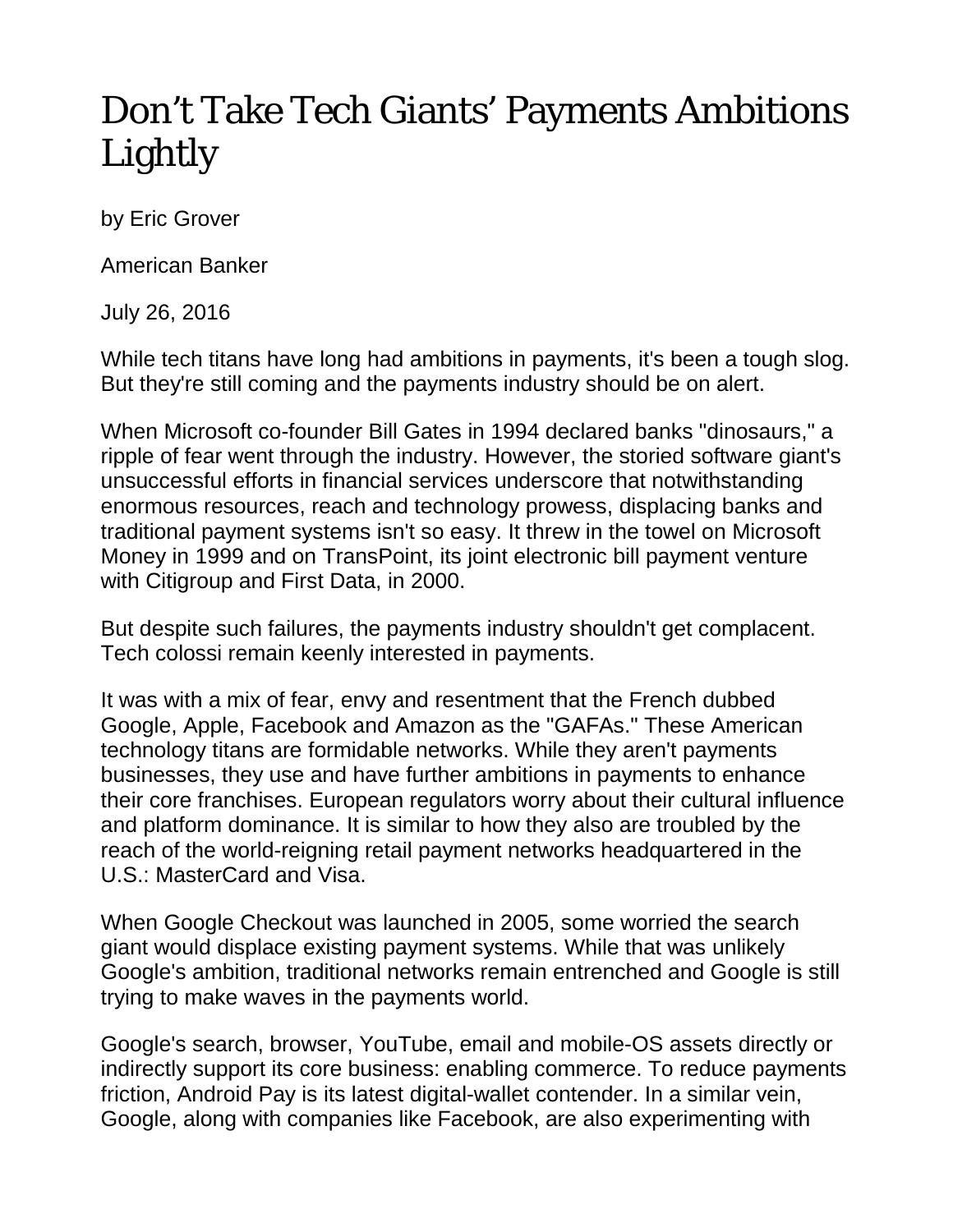# Don’t Take Tech Giants’ Payments Ambitions Lightly

by Eric Grover

American Banker

July 26, 2016

While tech titans have long had ambitions in payments, it's been a tough slog. But they're still coming and the payments industry should be on alert.

When Microsoft co-founder Bill Gates in 1994 declared banks "dinosaurs," a ripple of fear went through the industry. However, the storied software giant's unsuccessful efforts in financial services underscore that notwithstanding enormous resources, reach and technology prowess, displacing banks and traditional payment systems isn't so easy. It threw in the towel on Microsoft Money in 1999 and on TransPoint, its joint electronic bill payment venture with Citigroup and First Data, in 2000.

But despite such failures, the payments industry shouldn't get complacent. Tech colossi remain keenly interested in payments.

It was with a mix of fear, envy and resentment that the French dubbed Google, Apple, Facebook and Amazon as the "GAFAs." These American technology titans are formidable networks. While they aren't payments businesses, they use and have further ambitions in payments to enhance their core franchises. European regulators worry about their cultural influence and platform dominance. It is similar to how they also are troubled by the reach of the world-reigning retail payment networks headquartered in the U.S.: MasterCard and Visa.

When Google Checkout was launched in 2005, some worried the search giant would displace existing payment systems. While that was unlikely Google's ambition, traditional networks remain entrenched and Google is still trying to make waves in the payments world.

Google's search, browser, YouTube, email and mobile-OS assets directly or indirectly support its core business: enabling commerce. To reduce payments friction, Android Pay is its latest digital-wallet contender. In a similar vein, Google, along with companies like Facebook, are also experimenting with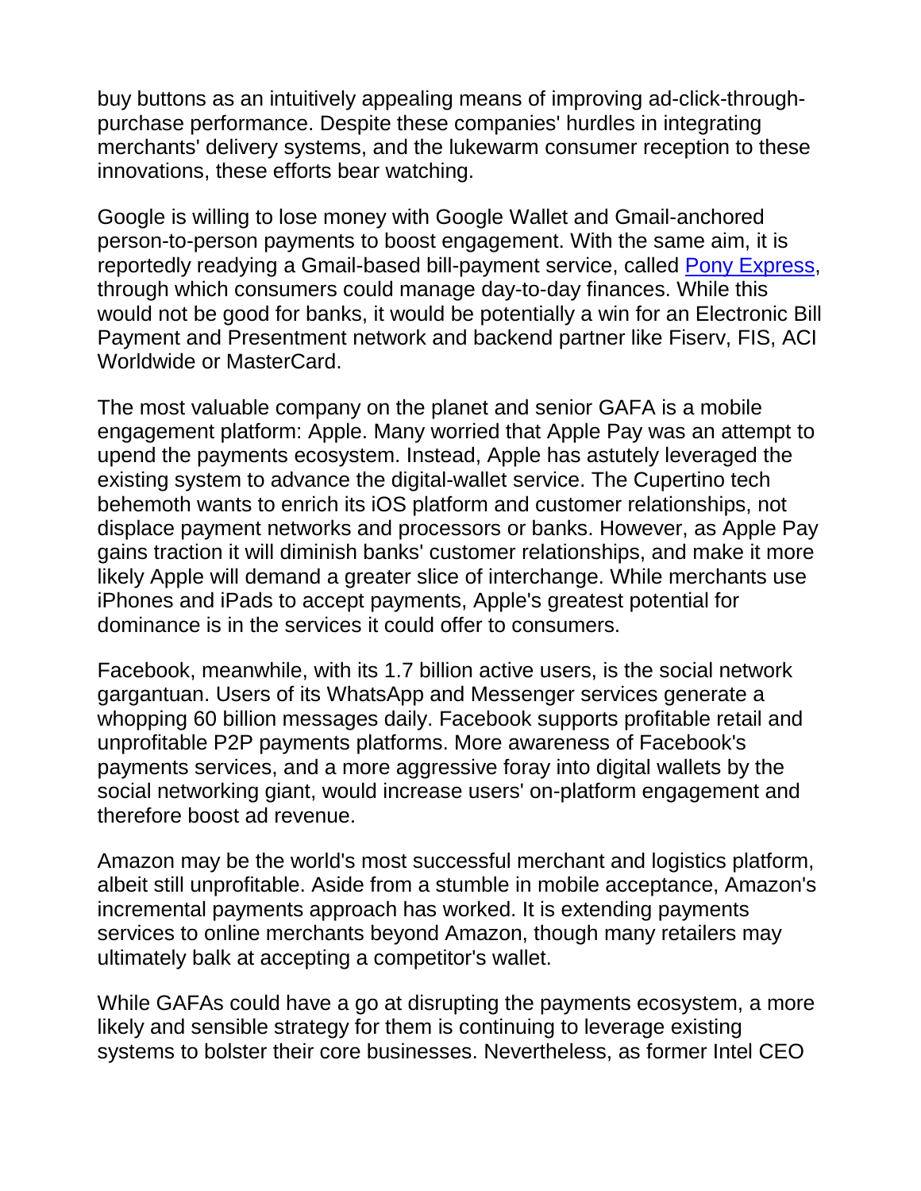buy buttons as an intuitively appealing means of improving ad-click-through-purchase performance. Despite these companies' hurdles in integrating merchants' delivery systems, and the lukewarm consumer reception to these innovations, these efforts bear watching.

Google is willing to lose money with Google Wallet and Gmail-anchored person-to-person payments to boost engagement. With the same aim, it is reportedly readying a Gmail-based bill-payment service, called Pony Express, through which consumers could manage day-to-day finances. While this would not be good for banks, it would be potentially a win for an Electronic Bill Payment and Presentment network and backend partner like Fiserv, FIS, ACI Worldwide or MasterCard.

The most valuable company on the planet and senior GAFA is a mobile engagement platform: Apple. Many worried that Apple Pay was an attempt to upend the payments ecosystem. Instead, Apple has astutely leveraged the existing system to advance the digital-wallet service. The Cupertino tech behemoth wants to enrich its iOS platform and customer relationships, not displace payment networks and processors or banks. However, as Apple Pay gains traction it will diminish banks' customer relationships, and make it more likely Apple will demand a greater slice of interchange. While merchants use iPhones and iPads to accept payments, Apple's greatest potential for dominance is in the services it could offer to consumers.

Facebook, meanwhile, with its 1.7 billion active users, is the social network gargantuan. Users of its WhatsApp and Messenger services generate a whopping 60 billion messages daily. Facebook supports profitable retail and unprofitable P2P payments platforms. More awareness of Facebook's payments services, and a more aggressive foray into digital wallets by the social networking giant, would increase users' on-platform engagement and therefore boost ad revenue.

Amazon may be the world's most successful merchant and logistics platform, albeit still unprofitable. Aside from a stumble in mobile acceptance, Amazon's incremental payments approach has worked. It is extending payments services to online merchants beyond Amazon, though many retailers may ultimately balk at accepting a competitor's wallet.

While GAFAs could have a go at disrupting the payments ecosystem, a more likely and sensible strategy for them is continuing to leverage existing systems to bolster their core businesses. Nevertheless, as former Intel CEO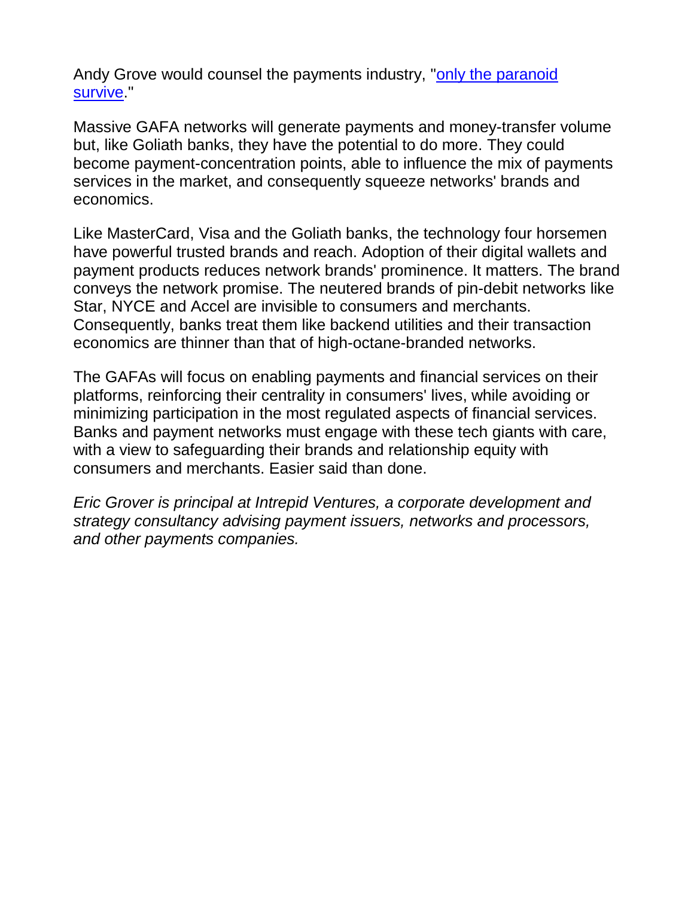Andy Grove would counsel the payments industry, "only the paranoid survive."

Massive GAFA networks will generate payments and money-transfer volume but, like Goliath banks, they have the potential to do more. They could become payment-concentration points, able to influence the mix of payments services in the market, and consequently squeeze networks' brands and economics.

Like MasterCard, Visa and the Goliath banks, the technology four horsemen have powerful trusted brands and reach. Adoption of their digital wallets and payment products reduces network brands' prominence. It matters. The brand conveys the network promise. The neutered brands of pin-debit networks like Star, NYCE and Accel are invisible to consumers and merchants. Consequently, banks treat them like backend utilities and their transaction economics are thinner than that of high-octane-branded networks.

The GAFAs will focus on enabling payments and financial services on their platforms, reinforcing their centrality in consumers' lives, while avoiding or minimizing participation in the most regulated aspects of financial services. Banks and payment networks must engage with these tech giants with care, with a view to safeguarding their brands and relationship equity with consumers and merchants. Easier said than done.

*Eric Grover is principal at Intrepid Ventures, a corporate development and strategy consultancy advising payment issuers, networks and processors, and other payments companies.*